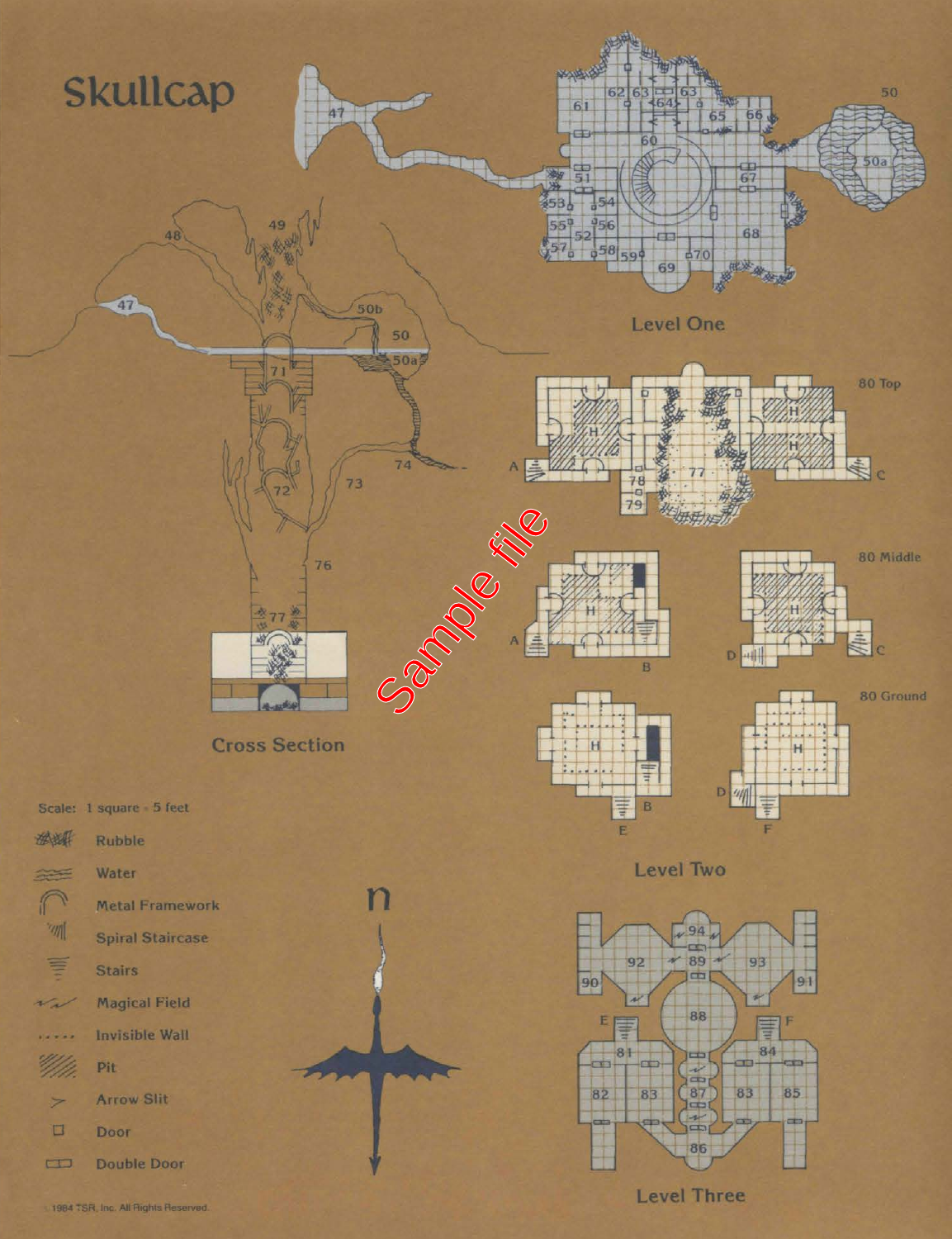# Skullcap

Level One

Cross Section

80 Top

80 Middle

80 Ground

Level Two

Level Three

Scale: 1 square = 5 feet

- Rubble
- Water
- Metal Framework
- Spiral Staircase
- Stairs
- Magical Field
- Invisible Wall
- Pit
- Arrow Slit
- Door
- Double Door

n

© 1984 TSR, Inc. All Rights Reserved.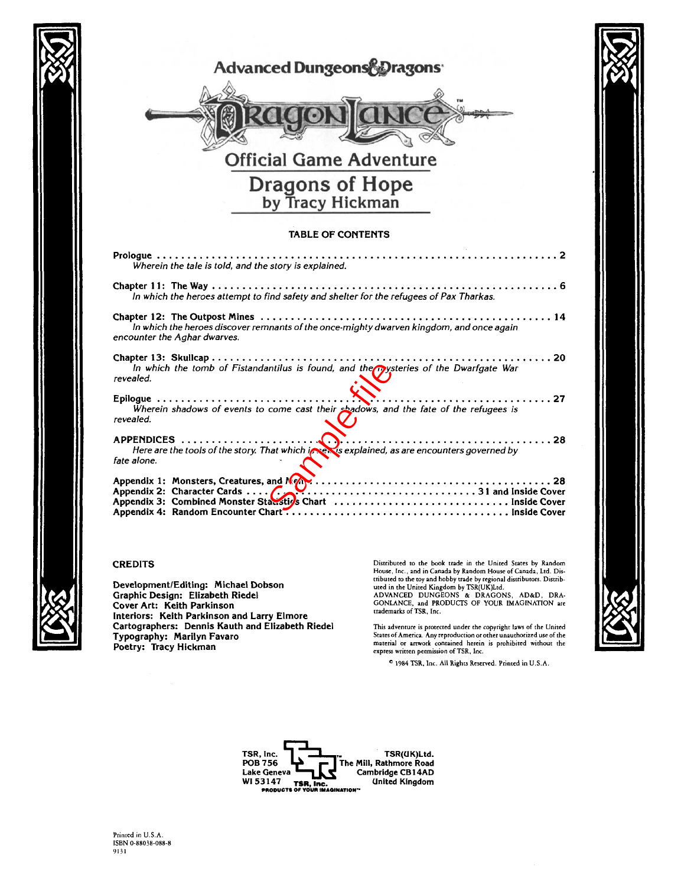Advanced Dungeons & Dragons

# DRAGONLANCE

## Official Game Adventure

# Dragons of Hope

### by Tracy Hickman

### TABLE OF CONTENTS

**Prologue** . . . . . . . . . . . . . . . . . . . . . . . . . . . . . . . . . . . . . . . . . . . . . . . . . . . . . . . . . . . . . 2
*Wherein the tale is told, and the story is explained.*

**Chapter 11: The Way** . . . . . . . . . . . . . . . . . . . . . . . . . . . . . . . . . . . . . . . . . . . . . . . . . . . . . 6
*In which the heroes attempt to find safety and shelter for the refugees of Pax Tharkas.*

**Chapter 12: The Outpost Mines** . . . . . . . . . . . . . . . . . . . . . . . . . . . . . . . . . . . . . . . . . . . . . 14
*In which the heroes discover remnants of the once-mighty dwarven kingdom, and once again encounter the Aghar dwarves.*

**Chapter 13: Skullcap** . . . . . . . . . . . . . . . . . . . . . . . . . . . . . . . . . . . . . . . . . . . . . . . . . . . . 20
*In which the tomb of Fistandantilus is found, and the mysteries of the Dwarfgate War revealed.*

**Epilogue** . . . . . . . . . . . . . . . . . . . . . . . . . . . . . . . . . . . . . . . . . . . . . . . . . . . . . . . . . . . . . 27
*Wherein shadows of events to come cast their shadows, and the fate of the refugees is revealed.*

**APPENDICES** . . . . . . . . . . . . . . . . . . . . . . . . . . . . . . . . . . . . . . . . . . . . . . . . . . . . . . . . . 28
*Here are the tools of the story. That which is new is explained, as are encounters governed by fate alone.*

**Appendix 1: Monsters, Creatures, and Men** . . . . . . . . . . . . . . . . . . . . . . . . . . . . . . . . . . . . . 28
**Appendix 2: Character Cards** . . . . . . . . . . . . . . . . . . . . . . . . . . . . . . . . . . . 31 and Inside Cover
**Appendix 3: Combined Monster Statistics Chart** . . . . . . . . . . . . . . . . . . . . . . . . . . . . . Inside Cover
**Appendix 4: Random Encounter Chart** . . . . . . . . . . . . . . . . . . . . . . . . . . . . . . . . . . . Inside Cover

### CREDITS

**Development/Editing: Michael Dobson**
**Graphic Design: Elizabeth Riedel**
**Cover Art: Keith Parkinson**
**Interiors: Keith Parkinson and Larry Elmore**
**Cartographers: Dennis Kauth and Elizabeth Riedel**
**Typography: Marilyn Favaro**
**Poetry: Tracy Hickman**

Distributed to the book trade in the United States by Random House, Inc., and in Canada by Random House of Canada, Ltd. Distributed to the toy and hobby trade by regional distributors. Distributed in the United Kingdom by TSR(UK)Ltd.
ADVANCED DUNGEONS & DRAGONS, AD&D, DRAGONLANCE, and PRODUCTS OF YOUR IMAGINATION are trademarks of TSR, Inc.

This adventure is protected under the copyright laws of the United States of America. Any reproduction or other unauthorized use of the material or artwork contained herein is prohibited without the express written permission of TSR, Inc.

© 1984 TSR, Inc. All Rights Reserved. Printed in U.S.A.

TSR, Inc.
POB 756
Lake Geneva
WI 53147

TSR, Inc.
PRODUCTS OF YOUR IMAGINATION™

TSR(UK)Ltd.
The Mill, Rathmore Road
Cambridge CB14AD
United Kingdom

Printed in U.S.A.
ISBN 0-88038-088-8
9131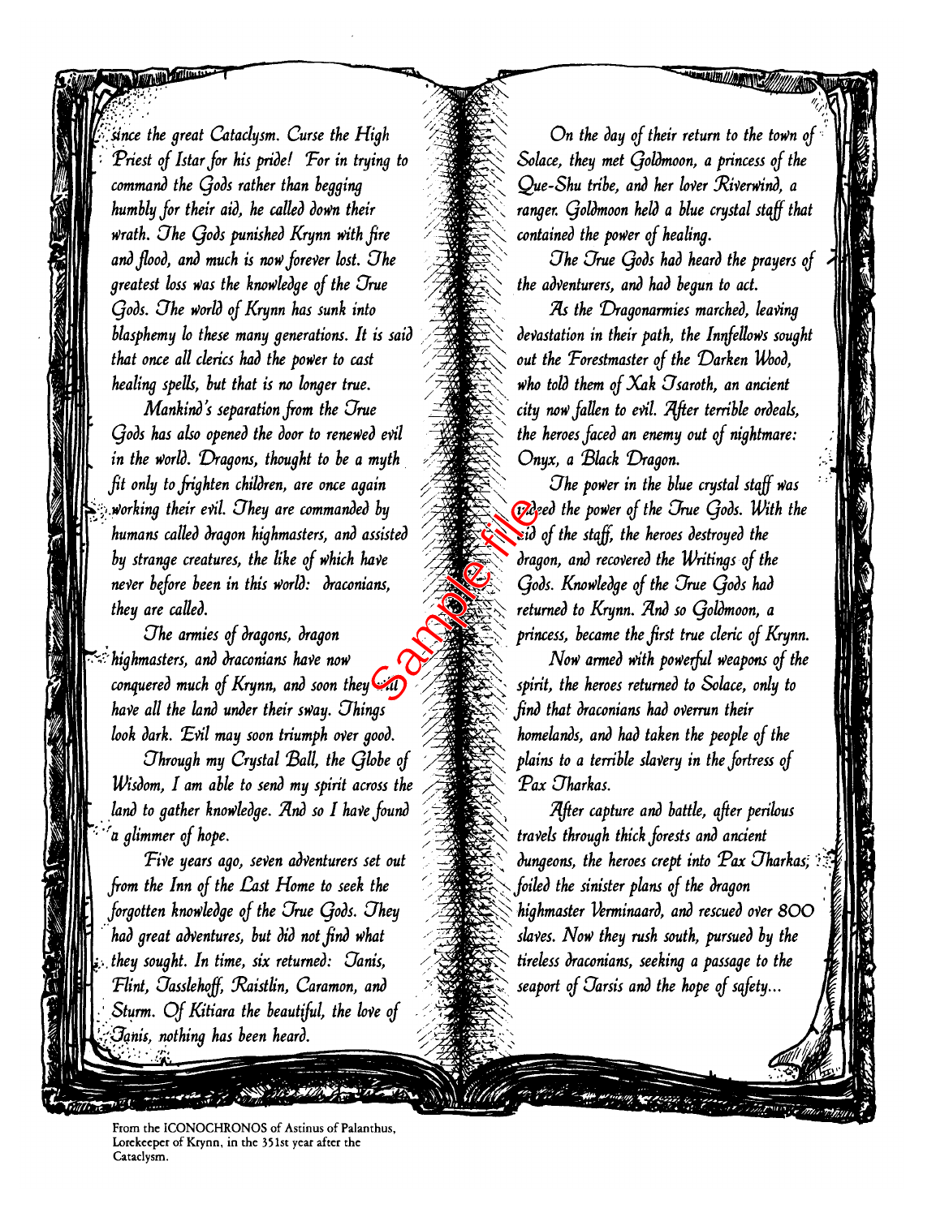*since the great Cataclysm. Curse the High Priest of Istar for his pride! For in trying to command the Gods rather than begging humbly for their aid, he called down their wrath. The Gods punished Krynn with fire and flood, and much is now forever lost. The greatest loss was the knowledge of the True Gods. The world of Krynn has sunk into blasphemy lo these many generations. It is said that once all clerics had the power to cast healing spells, but that is no longer true.*

*Mankind's separation from the True Gods has also opened the door to renewed evil in the world. Dragons, thought to be a myth fit only to frighten children, are once again working their evil. They are commanded by humans called dragon highmasters, and assisted by strange creatures, the like of which have never before been in this world: draconians, they are called.*

*The armies of dragons, dragon highmasters, and draconians have now conquered much of Krynn, and soon they will have all the land under their sway. Things look dark. Evil may soon triumph over good.*

*Through my Crystal Ball, the Globe of Wisdom, I am able to send my spirit across the land to gather knowledge. And so I have found a glimmer of hope.*

*Five years ago, seven adventurers set out from the Inn of the Last Home to seek the forgotten knowledge of the True Gods. They had great adventures, but did not find what they sought. In time, six returned: Tanis, Flint, Tasslehoff, Raistlin, Caramon, and Sturm. Of Kitiara the beautiful, the love of Tanis, nothing has been heard.*

*On the day of their return to the town of Solace, they met Goldmoon, a princess of the Que-Shu tribe, and her lover Riverwind, a ranger. Goldmoon held a blue crystal staff that contained the power of healing.*

*The True Gods had heard the prayers of the adventurers, and had begun to act.*

*As the Dragonarmies marched, leaving devastation in their path, the Innfellows sought out the Forestmaster of the Darken Wood, who told them of Xak Tsaroth, an ancient city now fallen to evil. After terrible ordeals, the heroes faced an enemy out of nightmare: Onyx, a Black Dragon.*

*The power in the blue crystal staff was indeed the power of the True Gods. With the aid of the staff, the heroes destroyed the dragon, and recovered the Writings of the Gods. Knowledge of the True Gods had returned to Krynn. And so Goldmoon, a princess, became the first true cleric of Krynn.*

*Now armed with powerful weapons of the spirit, the heroes returned to Solace, only to find that draconians had overrun their homelands, and had taken the people of the plains to a terrible slavery in the fortress of Pax Tharkas.*

*After capture and battle, after perilous travels through thick forests and ancient dungeons, the heroes crept into Pax Tharkas, foiled the sinister plans of the dragon highmaster Verminaard, and rescued over 800 slaves. Now they rush south, pursued by the tireless draconians, seeking a passage to the seaport of Tarsis and the hope of safety...*

From the ICONOCHRONOS of Astinus of Palanthus, Lorekeeper of Krynn, in the 351st year after the Cataclysm.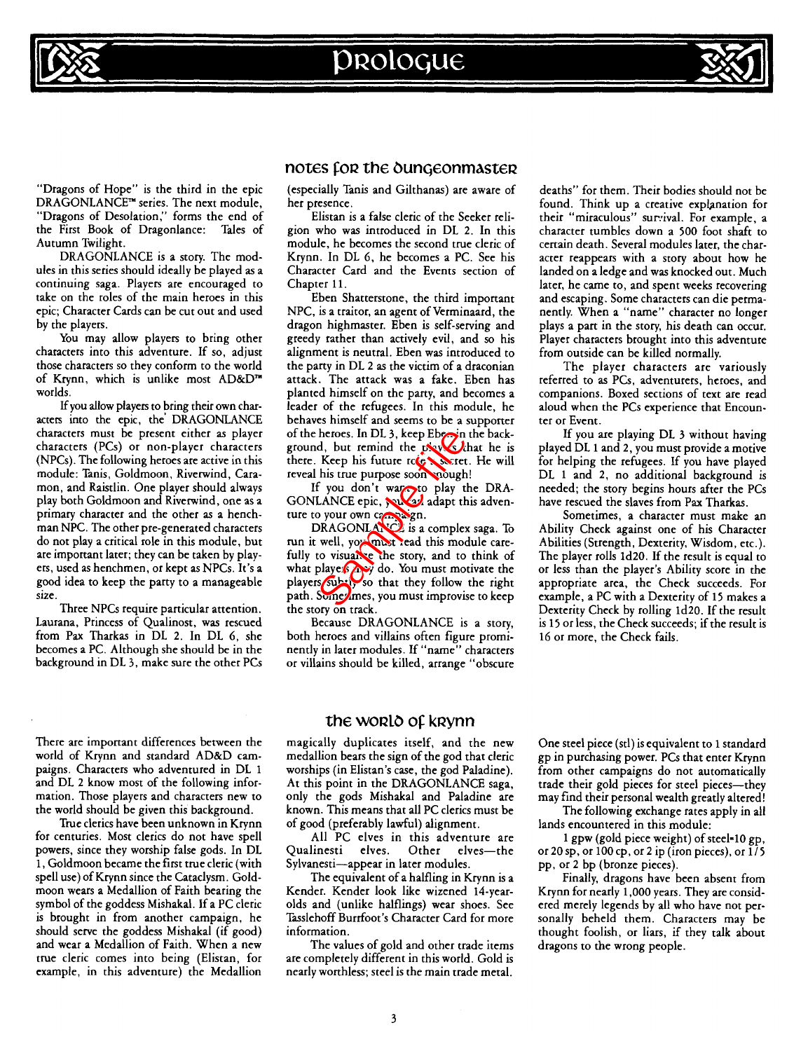# Prologue

## Notes for the Dungeonmaster

"Dragons of Hope" is the third in the epic DRAGONLANCE™ series. The next module, "Dragons of Desolation," forms the end of the First Book of Dragonlance: Tales of Autumn Twilight.

DRAGONLANCE is a story. The modules in this series should ideally be played as a continuing saga. Players are encouraged to take on the roles of the main heroes in this epic; Character Cards can be cut out and used by the players.

You may allow players to bring other characters into this adventure. If so, adjust those characters so they conform to the world of Krynn, which is unlike most AD&D™ worlds.

If you allow players to bring their own characters into the epic, the DRAGONLANCE characters must be present either as player characters (PCs) or non-player characters (NPCs). The following heroes are active in this module: Tanis, Goldmoon, Riverwind, Caramon, and Raistlin. One player should always play both Goldmoon and Riverwind, one as a primary character and the other as a henchman NPC. The other pre-generated characters do not play a critical role in this module, but are important later; they can be taken by players, used as henchmen, or kept as NPCs. It's a good idea to keep the party to a manageable size.

Three NPCs require particular attention. Laurana, Princess of Qualinost, was rescued from Pax Tharkas in DL 2. In DL 6, she becomes a PC. Although she should be in the background in DL 3, make sure the other PCs (especially Tanis and Gilthanas) are aware of her presence.

Elistan is a false cleric of the Seeker religion who was introduced in DL 2. In this module, he becomes the second true cleric of Krynn. In DL 6, he becomes a PC. See his Character Card and the Events section of Chapter 11.

Eben Shatterstone, the third important NPC, is a traitor, an agent of Verminaard, the dragon highmaster. Eben is self-serving and greedy rather than actively evil, and so his alignment is neutral. Eben was introduced to the party in DL 2 as the victim of a draconian attack. The attack was a fake. Eben has planted himself on the party, and becomes a leader of the refugees. In this module, he behaves himself and seems to be a supporter of the heroes. In DL 3, keep Eben in the background, but remind the players that he is there. Keep his future role secret. He will reveal his true purpose soon enough!

If you don't want to play the DRAGONLANCE epic, you can adapt this adventure to your own campaign.

DRAGONLANCE is a complex saga. To run it well, you must read this module carefully to visualize the story, and to think of what players may do. You must motivate the players subtly so that they follow the right path. Sometimes, you must improvise to keep the story on track.

Because DRAGONLANCE is a story, both heroes and villains often figure prominently in later modules. If "name" characters or villains should be killed, arrange "obscure deaths" for them. Their bodies should not be found. Think up a creative explanation for their "miraculous" survival. For example, a character tumbles down a 500 foot shaft to certain death. Several modules later, the character reappears with a story about how he landed on a ledge and was knocked out. Much later, he came to, and spent weeks recovering and escaping. Some characters can die permanently. When a "name" character no longer plays a part in the story, his death can occur. Player characters brought into this adventure from outside can be killed normally.

The player characters are variously referred to as PCs, adventurers, heroes, and companions. Boxed sections of text are read aloud when the PCs experience that Encounter or Event.

If you are playing DL 3 without having played DL 1 and 2, you must provide a motive for helping the refugees. If you have played DL 1 and 2, no additional background is needed; the story begins hours after the PCs have rescued the slaves from Pax Tharkas.

Sometimes, a character must make an Ability Check against one of his Character Abilities (Strength, Dexterity, Wisdom, etc.). The player rolls 1d20. If the result is equal to or less than the player's Ability score in the appropriate area, the Check succeeds. For example, a PC with a Dexterity of 15 makes a Dexterity Check by rolling 1d20. If the result is 15 or less, the Check succeeds; if the result is 16 or more, the Check fails.

## The World of Krynn

There are important differences between the world of Krynn and standard AD&D campaigns. Characters who adventured in DL 1 and DL 2 know most of the following information. Those players and characters new to the world should be given this background.

True clerics have been unknown in Krynn for centuries. Most clerics do not have spell powers, since they worship false gods. In DL 1, Goldmoon became the first true cleric (with spell use) of Krynn since the Cataclysm. Goldmoon wears a Medallion of Faith bearing the symbol of the goddess Mishakal. If a PC cleric is brought in from another campaign, he should serve the goddess Mishakal (if good) and wear a Medallion of Faith. When a new true cleric comes into being (Elistan, for example, in this adventure) the Medallion magically duplicates itself, and the new medallion bears the sign of the god that cleric worships (in Elistan's case, the god Paladine). At this point in the DRAGONLANCE saga, only the gods Mishakal and Paladine are known. This means that all PC clerics must be of good (preferably lawful) alignment.

All PC elves in this adventure are Qualinesti elves. Other elves—the Sylvanesti—appear in later modules.

The equivalent of a halfling in Krynn is a Kender. Kender look like wizened 14-year-olds and (unlike halflings) wear shoes. See Tasslehoff Burrfoot's Character Card for more information.

The values of gold and other trade items are completely different in this world. Gold is nearly worthless; steel is the main trade metal. One steel piece (stl) is equivalent to 1 standard gp in purchasing power. PCs that enter Krynn from other campaigns do not automatically trade their gold pieces for steel pieces—they may find their personal wealth greatly altered!

The following exchange rates apply in all lands encountered in this module:

1 gpw (gold piece weight) of steel=10 gp, or 20 sp, or 100 cp, or 2 ip (iron pieces), or 1/5 pp, or 2 bp (bronze pieces).

Finally, dragons have been absent from Krynn for nearly 1,000 years. They are considered merely legends by all who have not personally beheld them. Characters may be thought foolish, or liars, if they talk about dragons to the wrong people.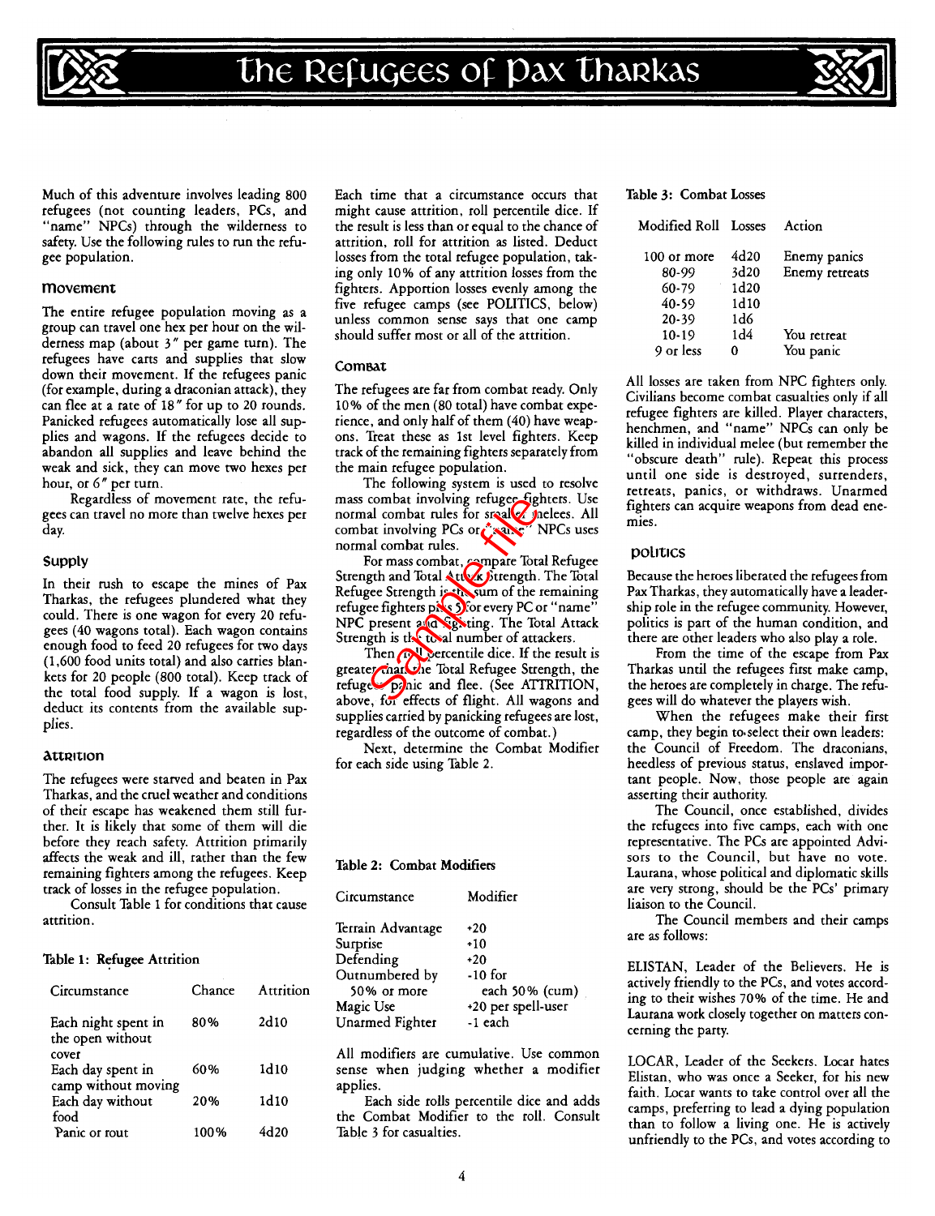# The Refugees of Pax Tharkas

Much of this adventure involves leading 800 refugees (not counting leaders, PCs, and "name" NPCs) through the wilderness to safety. Use the following rules to run the refugee population.

## Movement

The entire refugee population moving as a group can travel one hex per hour on the wilderness map (about 3" per game turn). The refugees have carts and supplies that slow down their movement. If the refugees panic (for example, during a draconian attack), they can flee at a rate of 18" for up to 20 rounds. Panicked refugees automatically lose all supplies and wagons. If the refugees decide to abandon all supplies and leave behind the weak and sick, they can move two hexes per hour, or 6" per turn.

Regardless of movement rate, the refugees can travel no more than twelve hexes per day.

## Supply

In their rush to escape the mines of Pax Tharkas, the refugees plundered what they could. There is one wagon for every 20 refugees (40 wagons total). Each wagon contains enough food to feed 20 refugees for two days (1,600 food units total) and also carries blankets for 20 people (800 total). Keep track of the total food supply. If a wagon is lost, deduct its contents from the available supplies.

## Attrition

The refugees were starved and beaten in Pax Tharkas, and the cruel weather and conditions of their escape has weakened them still further. It is likely that some of them will die before they reach safety. Attrition primarily affects the weak and ill, rather than the few remaining fighters among the refugees. Keep track of losses in the refugee population.

Consult Table 1 for conditions that cause attrition.

**Table 1: Refugee Attrition**

| Circumstance | Chance | Attrition |
|---|---|---|
| Each night spent in the open without cover | 80% | 2d10 |
| Each day spent in camp without moving | 60% | 1d10 |
| Each day without food | 20% | 1d10 |
| Panic or rout | 100% | 4d20 |

Each time that a circumstance occurs that might cause attrition, roll percentile dice. If the result is less than or equal to the chance of attrition, roll for attrition as listed. Deduct losses from the total refugee population, taking only 10% of any attrition losses from the fighters. Apportion losses evenly among the five refugee camps (see POLITICS, below) unless common sense says that one camp should suffer most or all of the attrition.

## Combat

The refugees are far from combat ready. Only 10% of the men (80 total) have combat experience, and only half of them (40) have weapons. Treat these as 1st level fighters. Keep track of the remaining fighters separately from the main refugee population.

The following system is used to resolve mass combat involving refugee fighters. Use normal combat rules for small melees. All combat involving PCs or "name" NPCs uses normal combat rules.

For mass combat, compare Total Refugee Strength and Total Attack Strength. The Total Refugee Strength is the sum of the remaining refugee fighters plus 5 for every PC or "name" NPC present and fighting. The Total Attack Strength is the total number of attackers.

Then roll percentile dice. If the result is greater than the Total Refugee Strength, the refugees panic and flee. (See ATTRITION, above, for effects of flight. All wagons and supplies carried by panicking refugees are lost, regardless of the outcome of combat.)

Next, determine the Combat Modifier for each side using Table 2.

**Table 2: Combat Modifiers**

| Circumstance | Modifier |
|---|---|
| Terrain Advantage | +20 |
| Surprise | +10 |
| Defending | +20 |
| Outnumbered by 50% or more | -10 for each 50% (cum) |
| Magic Use | +20 per spell-user |
| Unarmed Fighter | -1 each |

All modifiers are cumulative. Use common sense when judging whether a modifier applies.

Each side rolls percentile dice and adds the Combat Modifier to the roll. Consult Table 3 for casualties.

**Table 3: Combat Losses**

| Modified Roll | Losses | Action |
|---|---|---|
| 100 or more | 4d20 | Enemy panics |
| 80-99 | 3d20 | Enemy retreats |
| 60-79 | 1d20 | |
| 40-59 | 1d10 | |
| 20-39 | 1d6 | |
| 10-19 | 1d4 | You retreat |
| 9 or less | 0 | You panic |

All losses are taken from NPC fighters only. Civilians become combat casualties only if all refugee fighters are killed. Player characters, henchmen, and "name" NPCs can only be killed in individual melee (but remember the "obscure death" rule). Repeat this process until one side is destroyed, surrenders, retreats, panics, or withdraws. Unarmed fighters can acquire weapons from dead enemies.

## Politics

Because the heroes liberated the refugees from Pax Tharkas, they automatically have a leadership role in the refugee community. However, politics is part of the human condition, and there are other leaders who also play a role.

From the time of the escape from Pax Tharkas until the refugees first make camp, the heroes are completely in charge. The refugees will do whatever the players wish.

When the refugees make their first camp, they begin to select their own leaders: the Council of Freedom. The draconians, heedless of previous status, enslaved important people. Now, those people are again asserting their authority.

The Council, once established, divides the refugees into five camps, each with one representative. The PCs are appointed Advisors to the Council, but have no vote. Laurana, whose political and diplomatic skills are very strong, should be the PCs' primary liaison to the Council.

The Council members and their camps are as follows:

ELISTAN, Leader of the Believers. He is actively friendly to the PCs, and votes according to their wishes 70% of the time. He and Laurana work closely together on matters concerning the party.

LOCAR, Leader of the Seekers. Locar hates Elistan, who was once a Seeker, for his new faith. Locar wants to take control over all the camps, preferring to lead a dying population than to follow a living one. He is actively unfriendly to the PCs, and votes according to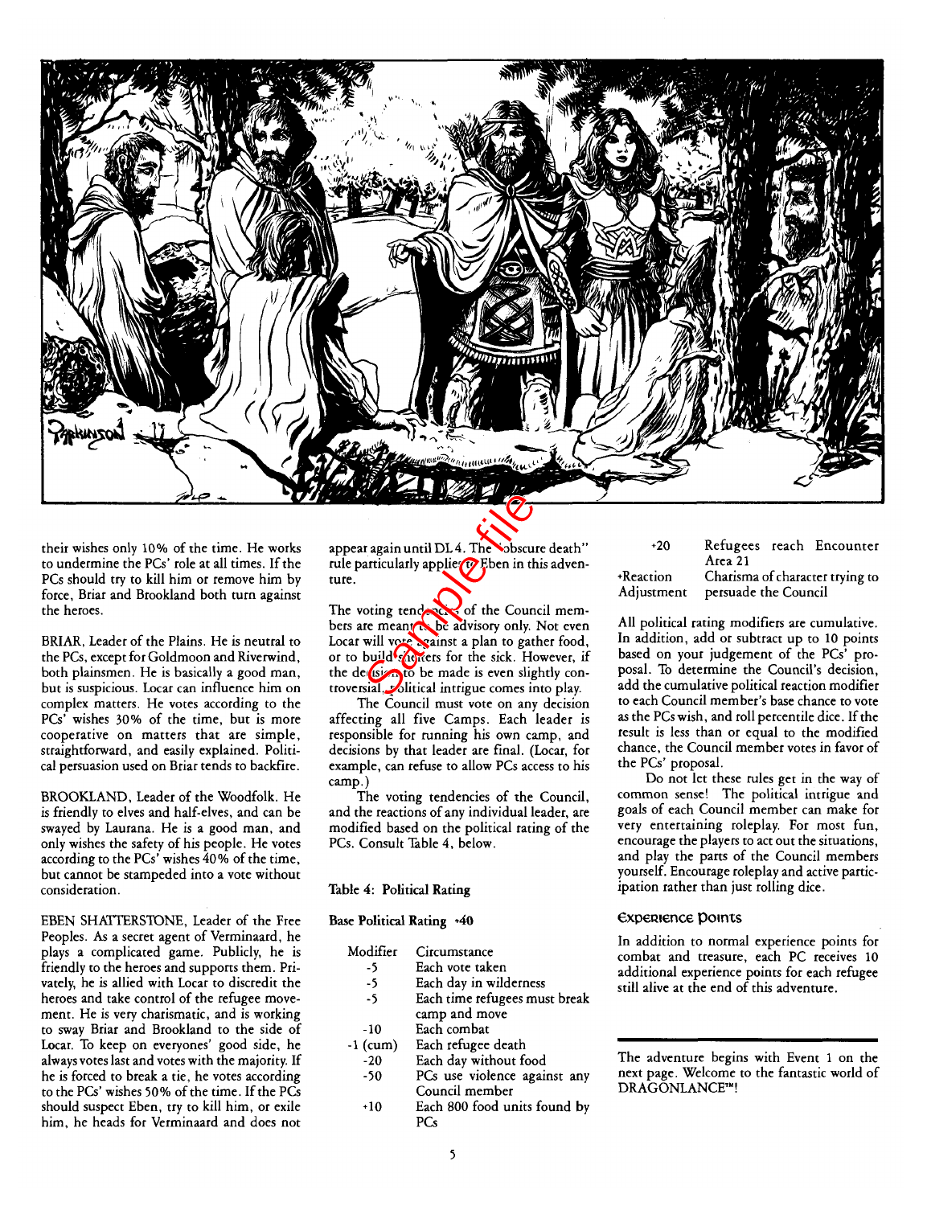their wishes only 10% of the time. He works to undermine the PCs' role at all times. If the PCs should try to kill him or remove him by force, Briar and Brookland both turn against the heroes.

BRIAR, Leader of the Plains. He is neutral to the PCs, except for Goldmoon and Riverwind, both plainsmen. He is basically a good man, but is suspicious. Locar can influence him on complex matters. He votes according to the PCs' wishes 30% of the time, but is more cooperative on matters that are simple, straightforward, and easily explained. Political persuasion used on Briar tends to backfire.

BROOKLAND, Leader of the Woodfolk. He is friendly to elves and half-elves, and can be swayed by Laurana. He is a good man, and only wishes the safety of his people. He votes according to the PCs' wishes 40% of the time, but cannot be stampeded into a vote without consideration.

EBEN SHATTERSTONE, Leader of the Free Peoples. As a secret agent of Verminaard, he plays a complicated game. Publicly, he is friendly to the heroes and supports them. Privately, he is allied with Locar to discredit the heroes and take control of the refugee movement. He is very charismatic, and is working to sway Briar and Brookland to the side of Locar. To keep on everyones' good side, he always votes last and votes with the majority. If he is forced to break a tie, he votes according to the PCs' wishes 50% of the time. If the PCs should suspect Eben, try to kill him, or exile him, he heads for Verminaard and does not appear again until DL 4. The "obscure death" rule particularly applies to Eben in this adventure.

The voting tendencies of the Council members are meant to be advisory only. Not even Locar will vote against a plan to gather food, or to build shelters for the sick. However, if the decision to be made is even slightly controversial, political intrigue comes into play.

The Council must vote on any decision affecting all five Camps. Each leader is responsible for running his own camp, and decisions by that leader are final. (Locar, for example, can refuse to allow PCs access to his camp.)

The voting tendencies of the Council, and the reactions of any individual leader, are modified based on the political rating of the PCs. Consult Table 4, below.

**Table 4: Political Rating**

**Base Political Rating +40**

| Modifier | Circumstance |
|---|---|
| -5 | Each vote taken |
| -5 | Each day in wilderness |
| -5 | Each time refugees must break camp and move |
| -10 | Each combat |
| -1 (cum) | Each refugee death |
| -20 | Each day without food |
| -50 | PCs use violence against any Council member |
| +10 | Each 800 food units found by PCs |
| +20 | Refugees reach Encounter Area 21 |
| +Reaction Adjustment | Charisma of character trying to persuade the Council |

All political rating modifiers are cumulative. In addition, add or subtract up to 10 points based on your judgement of the PCs' proposal. To determine the Council's decision, add the cumulative political reaction modifier to each Council member's base chance to vote as the PCs wish, and roll percentile dice. If the result is less than or equal to the modified chance, the Council member votes in favor of the PCs' proposal.

Do not let these rules get in the way of common sense! The political intrigue and goals of each Council member can make for very entertaining roleplay. For most fun, encourage the players to act out the situations, and play the parts of the Council members yourself. Encourage roleplay and active participation rather than just rolling dice.

## Experience Points

In addition to normal experience points for combat and treasure, each PC receives 10 additional experience points for each refugee still alive at the end of this adventure.

---

The adventure begins with Event 1 on the next page. Welcome to the fantastic world of DRAGONLANCE™!